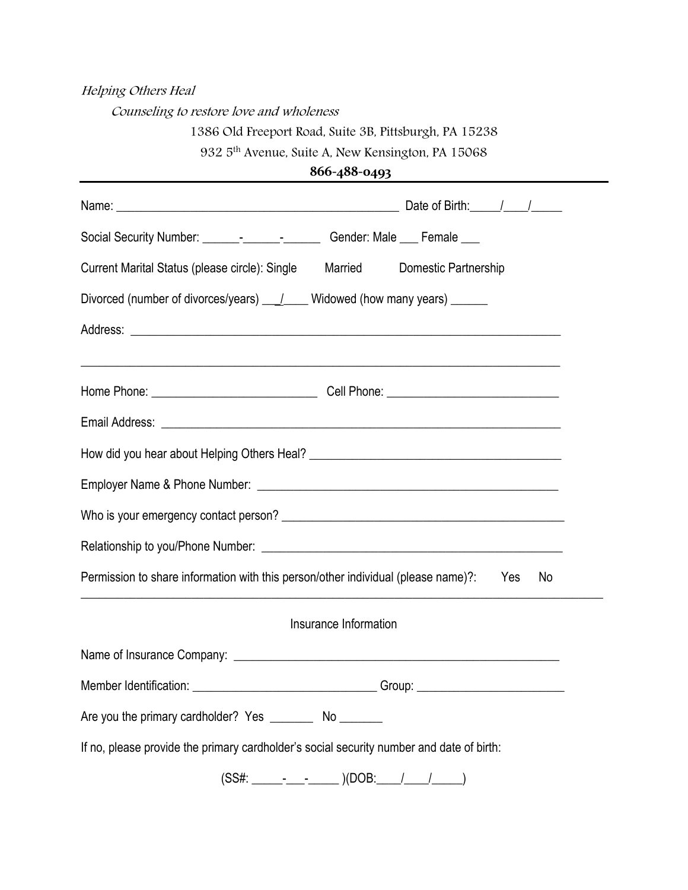*Helping Others Heal*

*Counseling to restore love and wholeness*

1386 Old Freeport Road, Suite 3B, Pittsburgh, PA 15238

932 5th Avenue, Suite A, New Kensington, PA 15068

**866-488-0493**

---

Name: _______________________________________________ Date of Birth:_____/____/_____

Social Security Number: ______-______-______ Gender: Male ___ Female ___

Current Marital Status (please circle): Single Married Domestic Partnership

Divorced (number of divorces/years) ___/____ Widowed (how many years) ______

Address: ________________________________________________________________________

________________________________________________________________________________

Home Phone: __________________________ Cell Phone: ___________________________

Email Address: ___________________________________________________________________

How did you hear about Helping Others Heal? _________________________________________

Employer Name & Phone Number: _________________________________________________

Who is your emergency contact person? _____________________________________________

Relationship to you/Phone Number: ________________________________________________

Permission to share information with this person/other individual (please name)?: Yes No

________________________________________________________________________________

Insurance Information

Name of Insurance Company: _____________________________________________________

Member Identification: _____________________________ Group: _______________________

Are you the primary cardholder? Yes _______ No _______

If no, please provide the primary cardholder's social security number and date of birth:

(SS#: _____-___-_____ )(DOB:____/____/_____)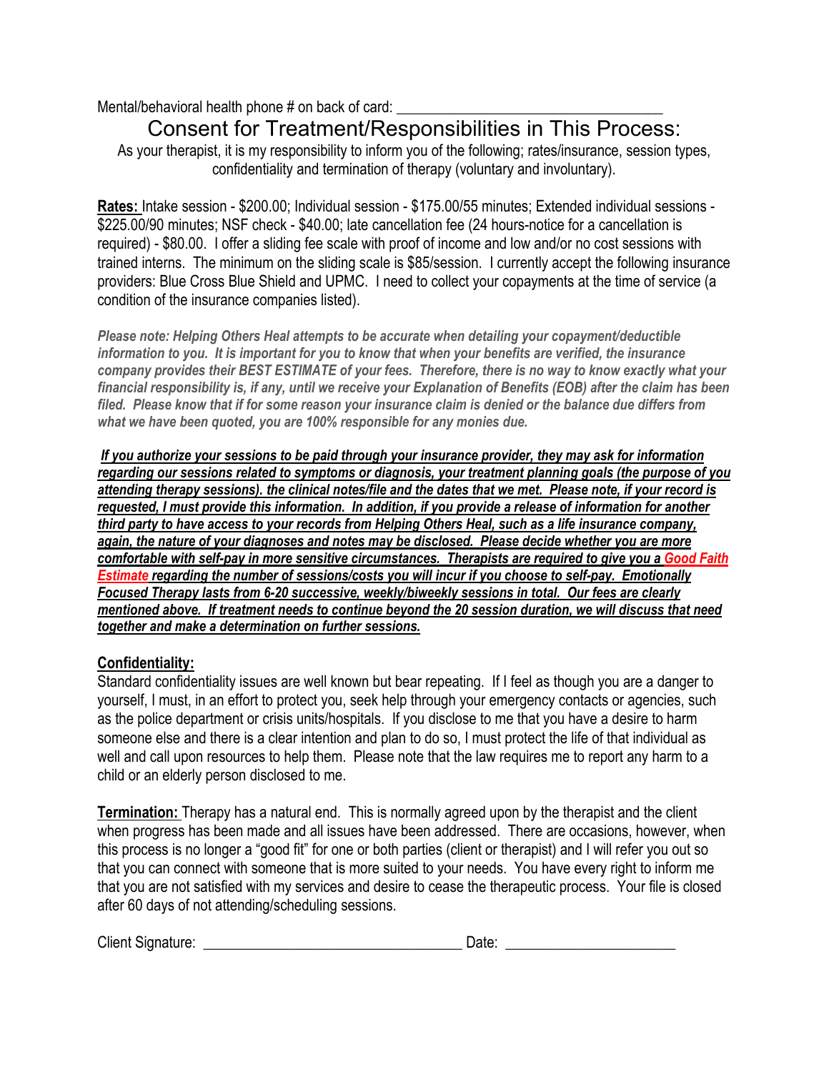Mental/behavioral health phone # on back of card: ___________________________________

# Consent for Treatment/Responsibilities in This Process:

As your therapist, it is my responsibility to inform you of the following; rates/insurance, session types, confidentiality and termination of therapy (voluntary and involuntary).

**Rates:** Intake session - $200.00; Individual session - $175.00/55 minutes; Extended individual sessions - $225.00/90 minutes; NSF check - $40.00; late cancellation fee (24 hours-notice for a cancellation is required) - $80.00. I offer a sliding fee scale with proof of income and low and/or no cost sessions with trained interns. The minimum on the sliding scale is $85/session. I currently accept the following insurance providers: Blue Cross Blue Shield and UPMC. I need to collect your copayments at the time of service (a condition of the insurance companies listed).

***Please note: Helping Others Heal attempts to be accurate when detailing your copayment/deductible information to you. It is important for you to know that when your benefits are verified, the insurance company provides their BEST ESTIMATE of your fees. Therefore, there is no way to know exactly what your financial responsibility is, if any, until we receive your Explanation of Benefits (EOB) after the claim has been filed. Please know that if for some reason your insurance claim is denied or the balance due differs from what we have been quoted, you are 100% responsible for any monies due.***

***If you authorize your sessions to be paid through your insurance provider, they may ask for information regarding our sessions related to symptoms or diagnosis, your treatment planning goals (the purpose of you attending therapy sessions). the clinical notes/file and the dates that we met. Please note, if your record is requested, I must provide this information. In addition, if you provide a release of information for another third party to have access to your records from Helping Others Heal, such as a life insurance company, again, the nature of your diagnoses and notes may be disclosed. Please decide whether you are more comfortable with self-pay in more sensitive circumstances. Therapists are required to give you a Good Faith Estimate regarding the number of sessions/costs you will incur if you choose to self-pay. Emotionally Focused Therapy lasts from 6-20 successive, weekly/biweekly sessions in total. Our fees are clearly mentioned above. If treatment needs to continue beyond the 20 session duration, we will discuss that need together and make a determination on further sessions.***

**Confidentiality:**

Standard confidentiality issues are well known but bear repeating. If I feel as though you are a danger to yourself, I must, in an effort to protect you, seek help through your emergency contacts or agencies, such as the police department or crisis units/hospitals. If you disclose to me that you have a desire to harm someone else and there is a clear intention and plan to do so, I must protect the life of that individual as well and call upon resources to help them. Please note that the law requires me to report any harm to a child or an elderly person disclosed to me.

**Termination:** Therapy has a natural end. This is normally agreed upon by the therapist and the client when progress has been made and all issues have been addressed. There are occasions, however, when this process is no longer a "good fit" for one or both parties (client or therapist) and I will refer you out so that you can connect with someone that is more suited to your needs. You have every right to inform me that you are not satisfied with my services and desire to cease the therapeutic process. Your file is closed after 60 days of not attending/scheduling sessions.

Client Signature: ___________________________________ Date: ______________________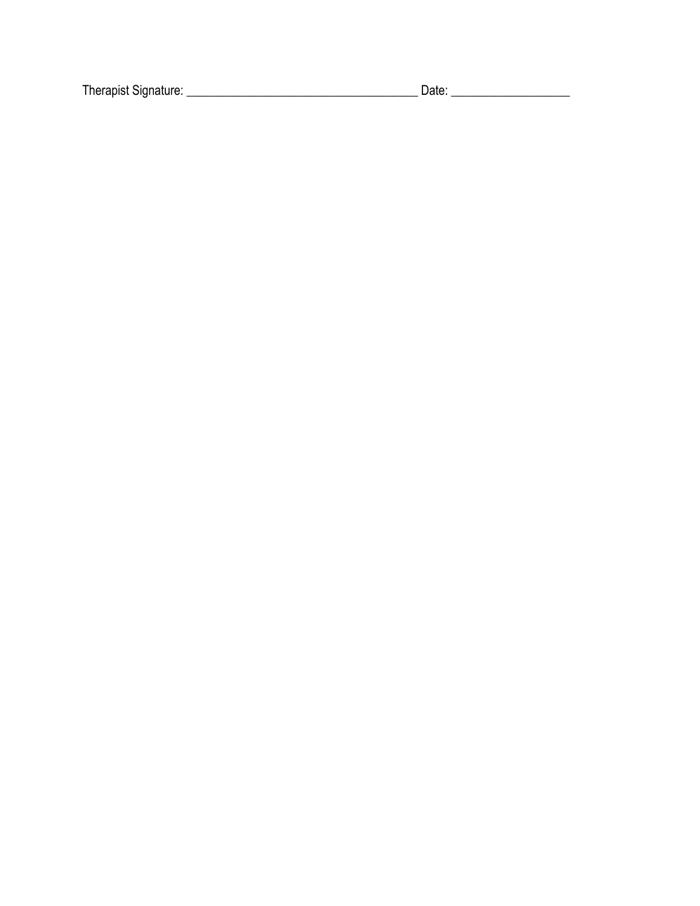Therapist Signature: ______________________________________ Date: ___________________